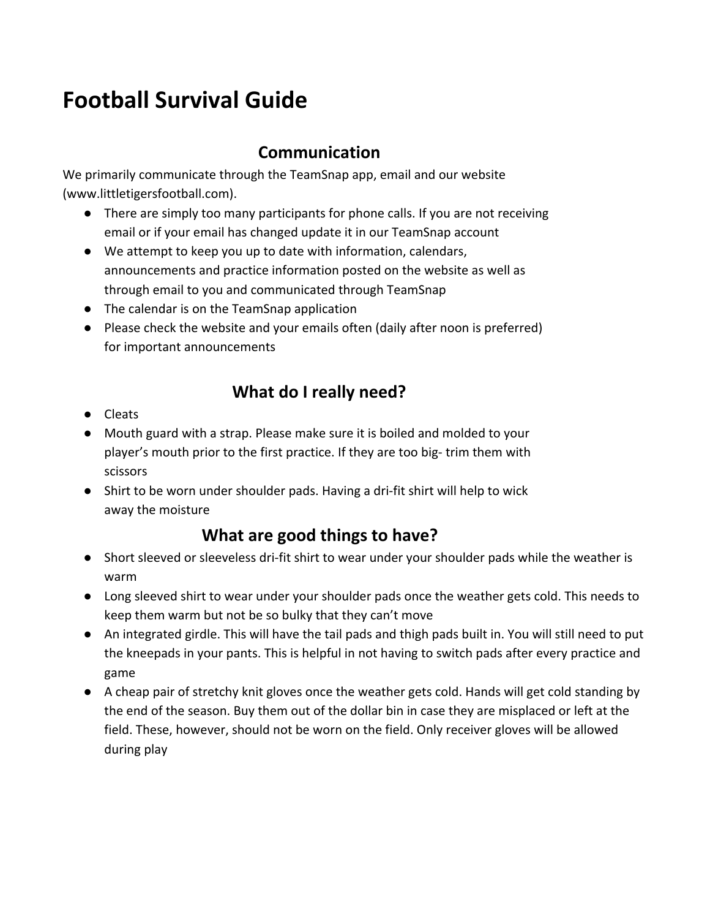# Football Survival Guide

## Communication

We primarily communicate through the TeamSnap app, email and our website (www.littletigersfootball.com).

- There are simply too many participants for phone calls. If you are not receiving email or if your email has changed update it in our TeamSnap account
- We attempt to keep you up to date with information, calendars, announcements and practice information posted on the website as well as through email to you and communicated through TeamSnap
- The calendar is on the TeamSnap application
- Please check the website and your emails often (daily after noon is preferred) for important announcements

## What do I really need?

- Cleats
- Mouth guard with a strap. Please make sure it is boiled and molded to your player's mouth prior to the first practice. If they are too big- trim them with scissors
- Shirt to be worn under shoulder pads. Having a dri-fit shirt will help to wick away the moisture

## What are good things to have?

- Short sleeved or sleeveless dri-fit shirt to wear under your shoulder pads while the weather is warm
- Long sleeved shirt to wear under your shoulder pads once the weather gets cold. This needs to keep them warm but not be so bulky that they can't move
- An integrated girdle. This will have the tail pads and thigh pads built in. You will still need to put the kneepads in your pants. This is helpful in not having to switch pads after every practice and game
- A cheap pair of stretchy knit gloves once the weather gets cold. Hands will get cold standing by the end of the season. Buy them out of the dollar bin in case they are misplaced or left at the field. These, however, should not be worn on the field. Only receiver gloves will be allowed during play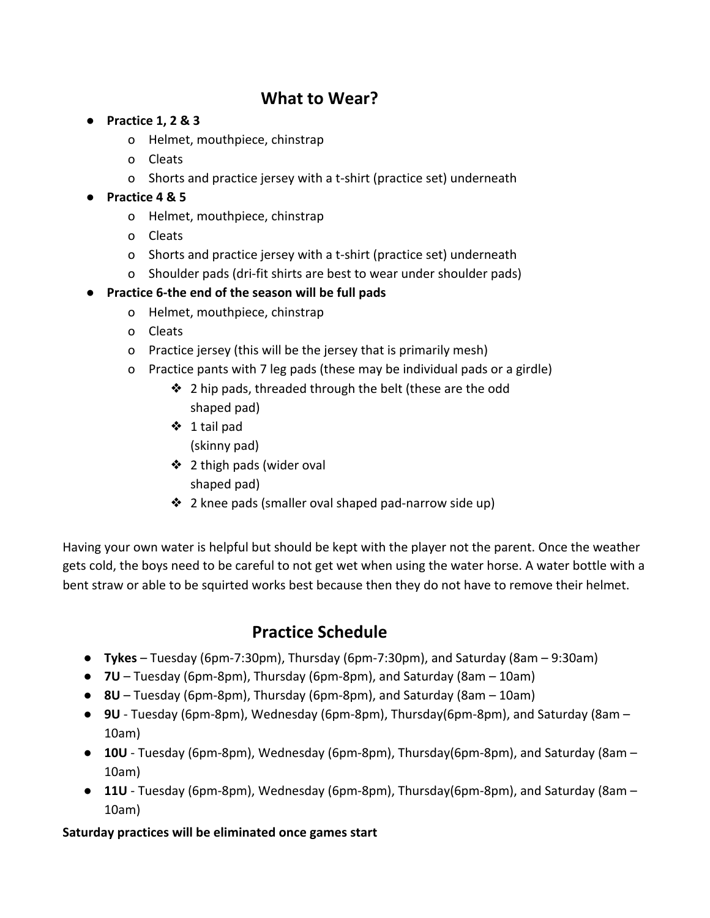## What to Wear?

- **Practice 1, 2 & 3**
  - Helmet, mouthpiece, chinstrap
  - Cleats
  - Shorts and practice jersey with a t-shirt (practice set) underneath
- **Practice 4 & 5**
  - Helmet, mouthpiece, chinstrap
  - Cleats
  - Shorts and practice jersey with a t-shirt (practice set) underneath
  - Shoulder pads (dri-fit shirts are best to wear under shoulder pads)
- **Practice 6-the end of the season will be full pads**
  - Helmet, mouthpiece, chinstrap
  - Cleats
  - Practice jersey (this will be the jersey that is primarily mesh)
  - Practice pants with 7 leg pads (these may be individual pads or a girdle)
    - 2 hip pads, threaded through the belt (these are the odd shaped pad)
    - 1 tail pad (skinny pad)
    - 2 thigh pads (wider oval shaped pad)
    - 2 knee pads (smaller oval shaped pad-narrow side up)

Having your own water is helpful but should be kept with the player not the parent. Once the weather gets cold, the boys need to be careful to not get wet when using the water horse. A water bottle with a bent straw or able to be squirted works best because then they do not have to remove their helmet.

## Practice Schedule

- **Tykes** – Tuesday (6pm-7:30pm), Thursday (6pm-7:30pm), and Saturday (8am – 9:30am)
- **7U** – Tuesday (6pm-8pm), Thursday (6pm-8pm), and Saturday (8am – 10am)
- **8U** – Tuesday (6pm-8pm), Thursday (6pm-8pm), and Saturday (8am – 10am)
- **9U** - Tuesday (6pm-8pm), Wednesday (6pm-8pm), Thursday(6pm-8pm), and Saturday (8am – 10am)
- **10U** - Tuesday (6pm-8pm), Wednesday (6pm-8pm), Thursday(6pm-8pm), and Saturday (8am – 10am)
- **11U** - Tuesday (6pm-8pm), Wednesday (6pm-8pm), Thursday(6pm-8pm), and Saturday (8am – 10am)

**Saturday practices will be eliminated once games start**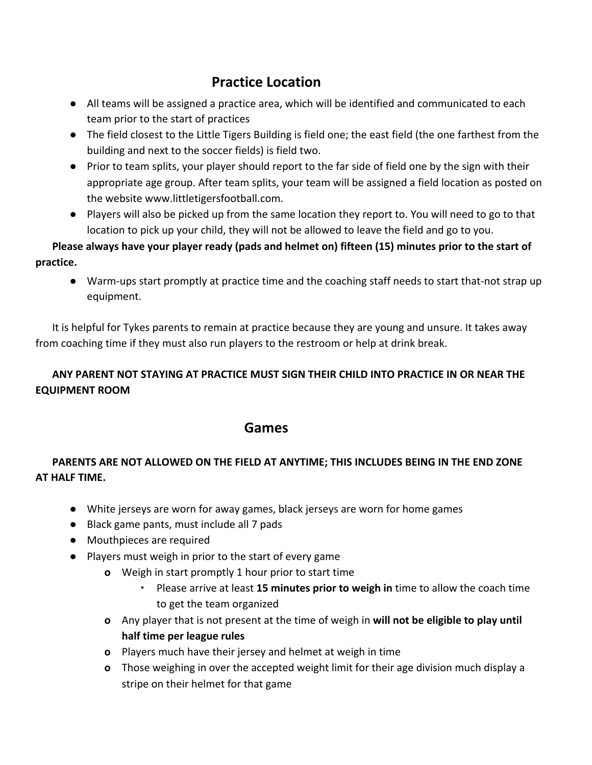## Practice Location

- All teams will be assigned a practice area, which will be identified and communicated to each team prior to the start of practices
- The field closest to the Little Tigers Building is field one; the east field (the one farthest from the building and next to the soccer fields) is field two.
- Prior to team splits, your player should report to the far side of field one by the sign with their appropriate age group. After team splits, your team will be assigned a field location as posted on the website www.littletigersfootball.com.
- Players will also be picked up from the same location they report to. You will need to go to that location to pick up your child, they will not be allowed to leave the field and go to you.

**Please always have your player ready (pads and helmet on) fifteen (15) minutes prior to the start of practice.**

- Warm-ups start promptly at practice time and the coaching staff needs to start that-not strap up equipment.

It is helpful for Tykes parents to remain at practice because they are young and unsure. It takes away from coaching time if they must also run players to the restroom or help at drink break.

**ANY PARENT NOT STAYING AT PRACTICE MUST SIGN THEIR CHILD INTO PRACTICE IN OR NEAR THE EQUIPMENT ROOM**

## Games

**PARENTS ARE NOT ALLOWED ON THE FIELD AT ANYTIME; THIS INCLUDES BEING IN THE END ZONE AT HALF TIME.**

- White jerseys are worn for away games, black jerseys are worn for home games
- Black game pants, must include all 7 pads
- Mouthpieces are required
- Players must weigh in prior to the start of every game
  - Weigh in start promptly 1 hour prior to start time
    - Please arrive at least **15 minutes prior to weigh in** time to allow the coach time to get the team organized
  - Any player that is not present at the time of weigh in **will not be eligible to play until half time per league rules**
  - Players much have their jersey and helmet at weigh in time
  - Those weighing in over the accepted weight limit for their age division much display a stripe on their helmet for that game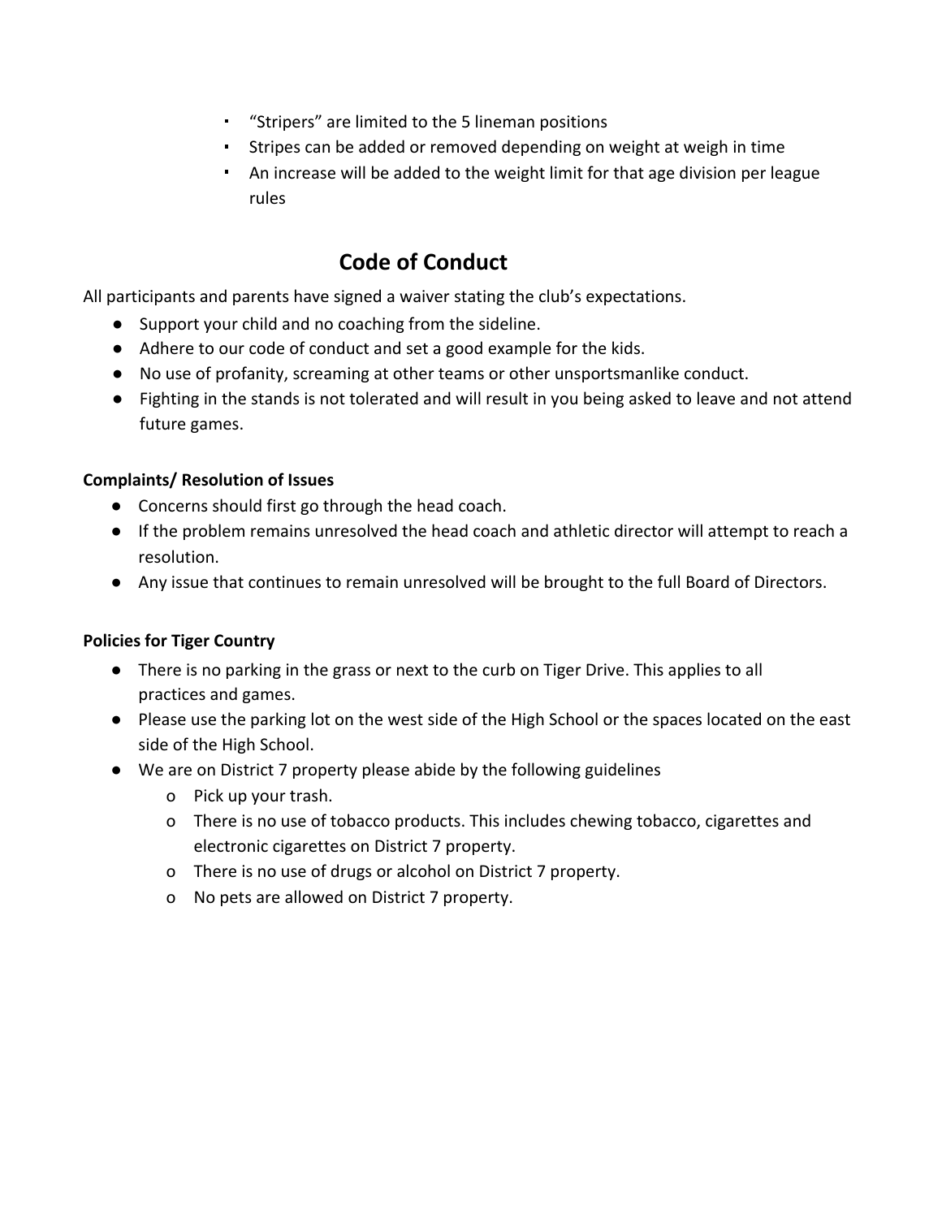- “Stripers” are limited to the 5 lineman positions
- Stripes can be added or removed depending on weight at weigh in time
- An increase will be added to the weight limit for that age division per league rules

## Code of Conduct

All participants and parents have signed a waiver stating the club’s expectations.

- Support your child and no coaching from the sideline.
- Adhere to our code of conduct and set a good example for the kids.
- No use of profanity, screaming at other teams or other unsportsmanlike conduct.
- Fighting in the stands is not tolerated and will result in you being asked to leave and not attend future games.

**Complaints/ Resolution of Issues**

- Concerns should first go through the head coach.
- If the problem remains unresolved the head coach and athletic director will attempt to reach a resolution.
- Any issue that continues to remain unresolved will be brought to the full Board of Directors.

**Policies for Tiger Country**

- There is no parking in the grass or next to the curb on Tiger Drive. This applies to all practices and games.
- Please use the parking lot on the west side of the High School or the spaces located on the east side of the High School.
- We are on District 7 property please abide by the following guidelines
  - Pick up your trash.
  - There is no use of tobacco products. This includes chewing tobacco, cigarettes and electronic cigarettes on District 7 property.
  - There is no use of drugs or alcohol on District 7 property.
  - No pets are allowed on District 7 property.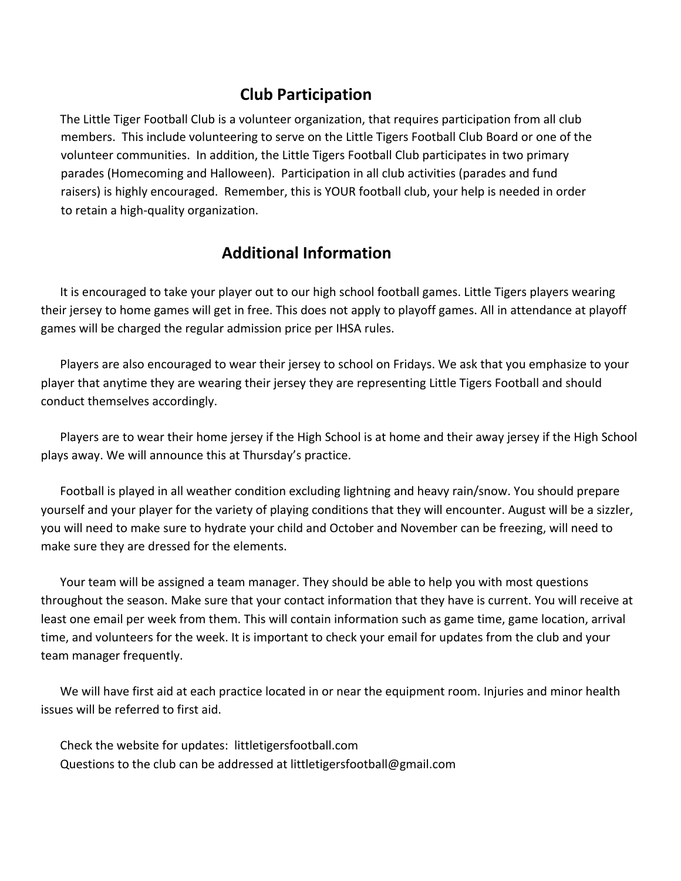## Club Participation

The Little Tiger Football Club is a volunteer organization, that requires participation from all club members. This include volunteering to serve on the Little Tigers Football Club Board or one of the volunteer communities. In addition, the Little Tigers Football Club participates in two primary parades (Homecoming and Halloween). Participation in all club activities (parades and fund raisers) is highly encouraged. Remember, this is YOUR football club, your help is needed in order to retain a high-quality organization.

## Additional Information

It is encouraged to take your player out to our high school football games. Little Tigers players wearing their jersey to home games will get in free. This does not apply to playoff games. All in attendance at playoff games will be charged the regular admission price per IHSA rules.

Players are also encouraged to wear their jersey to school on Fridays. We ask that you emphasize to your player that anytime they are wearing their jersey they are representing Little Tigers Football and should conduct themselves accordingly.

Players are to wear their home jersey if the High School is at home and their away jersey if the High School plays away. We will announce this at Thursday's practice.

Football is played in all weather condition excluding lightning and heavy rain/snow. You should prepare yourself and your player for the variety of playing conditions that they will encounter. August will be a sizzler, you will need to make sure to hydrate your child and October and November can be freezing, will need to make sure they are dressed for the elements.

Your team will be assigned a team manager. They should be able to help you with most questions throughout the season. Make sure that your contact information that they have is current. You will receive at least one email per week from them. This will contain information such as game time, game location, arrival time, and volunteers for the week. It is important to check your email for updates from the club and your team manager frequently.

We will have first aid at each practice located in or near the equipment room. Injuries and minor health issues will be referred to first aid.

Check the website for updates: littletigersfootball.com
Questions to the club can be addressed at littletigersfootball@gmail.com